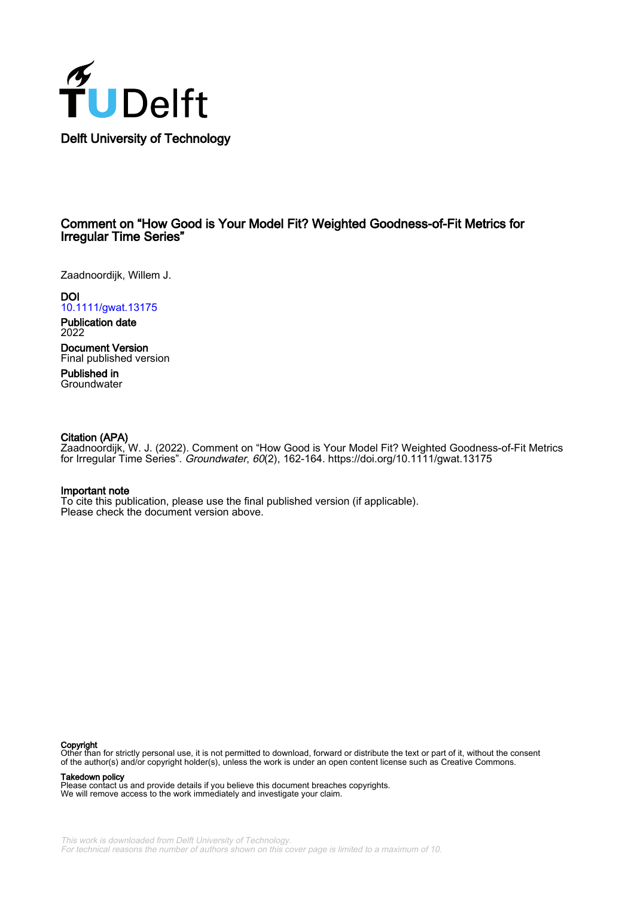Delft University of Technology

# Comment on “How Good is Your Model Fit? Weighted Goodness-of-Fit Metrics for Irregular Time Series”

Zaadnoordijk, Willem J.

**DOI**
10.1111/gwat.13175

**Publication date**
2022

**Document Version**
Final published version

**Published in**
Groundwater

**Citation (APA)**
Zaadnoordijk, W. J. (2022). Comment on “How Good is Your Model Fit? Weighted Goodness-of-Fit Metrics for Irregular Time Series”. *Groundwater*, *60*(2), 162-164. https://doi.org/10.1111/gwat.13175

**Important note**
To cite this publication, please use the final published version (if applicable).
Please check the document version above.

**Copyright**
Other than for strictly personal use, it is not permitted to download, forward or distribute the text or part of it, without the consent of the author(s) and/or copyright holder(s), unless the work is under an open content license such as Creative Commons.

**Takedown policy**
Please contact us and provide details if you believe this document breaches copyrights.
We will remove access to the work immediately and investigate your claim.

*This work is downloaded from Delft University of Technology.*
*For technical reasons the number of authors shown on this cover page is limited to a maximum of 10.*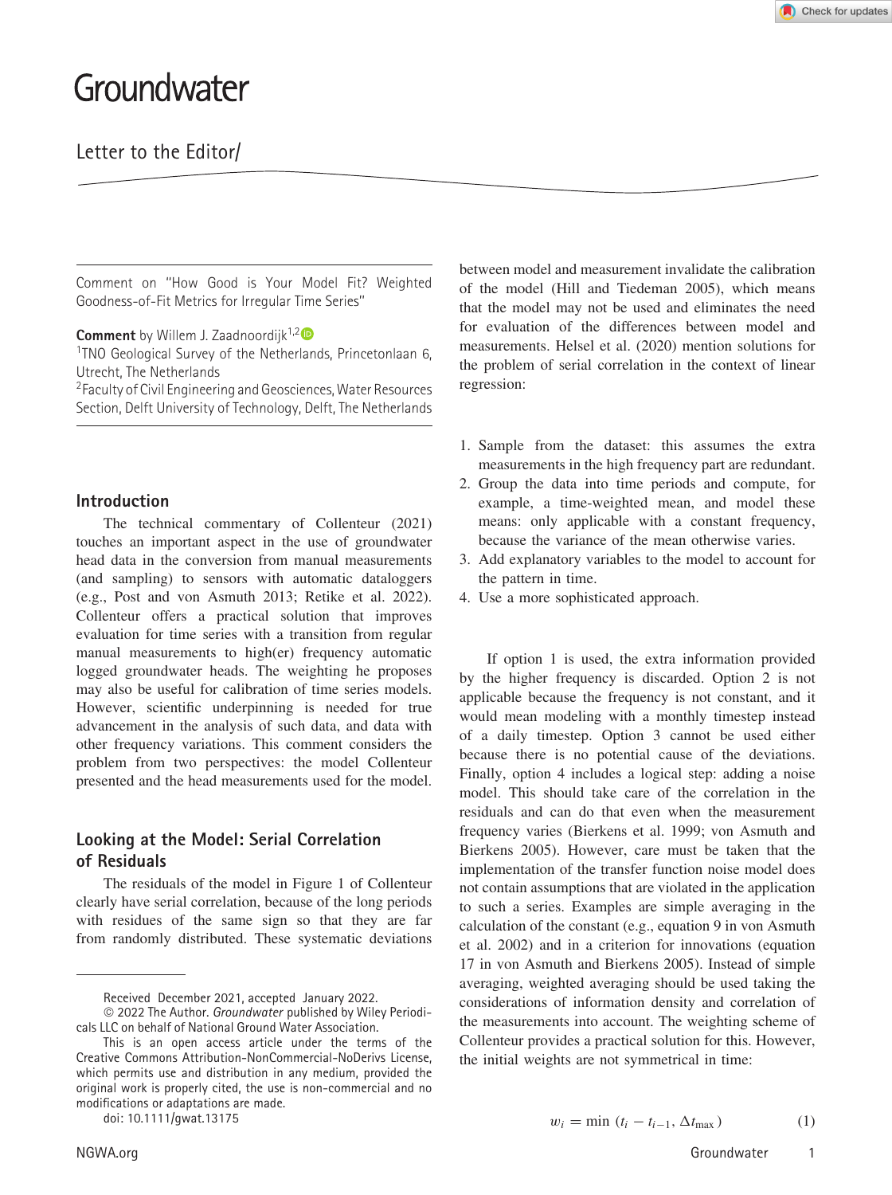# Groundwater

Letter to the Editor/

Comment on "How Good is Your Model Fit? Weighted Goodness-of-Fit Metrics for Irregular Time Series"

**Comment** by Willem J. Zaadnoordijk[1,2]
[1]TNO Geological Survey of the Netherlands, Princetonlaan 6, Utrecht, The Netherlands
[2]Faculty of Civil Engineering and Geosciences, Water Resources Section, Delft University of Technology, Delft, The Netherlands

## Introduction

The technical commentary of Collenteur (2021) touches an important aspect in the use of groundwater head data in the conversion from manual measurements (and sampling) to sensors with automatic dataloggers (e.g., Post and von Asmuth 2013; Retike et al. 2022). Collenteur offers a practical solution that improves evaluation for time series with a transition from regular manual measurements to high(er) frequency automatic logged groundwater heads. The weighting he proposes may also be useful for calibration of time series models. However, scientific underpinning is needed for true advancement in the analysis of such data, and data with other frequency variations. This comment considers the problem from two perspectives: the model Collenteur presented and the head measurements used for the model.

## Looking at the Model: Serial Correlation of Residuals

The residuals of the model in Figure 1 of Collenteur clearly have serial correlation, because of the long periods with residues of the same sign so that they are far from randomly distributed. These systematic deviations between model and measurement invalidate the calibration of the model (Hill and Tiedeman 2005), which means that the model may not be used and eliminates the need for evaluation of the differences between model and measurements. Helsel et al. (2020) mention solutions for the problem of serial correlation in the context of linear regression:

1. Sample from the dataset: this assumes the extra measurements in the high frequency part are redundant.
2. Group the data into time periods and compute, for example, a time-weighted mean, and model these means: only applicable with a constant frequency, because the variance of the mean otherwise varies.
3. Add explanatory variables to the model to account for the pattern in time.
4. Use a more sophisticated approach.

If option 1 is used, the extra information provided by the higher frequency is discarded. Option 2 is not applicable because the frequency is not constant, and it would mean modeling with a monthly timestep instead of a daily timestep. Option 3 cannot be used either because there is no potential cause of the deviations. Finally, option 4 includes a logical step: adding a noise model. This should take care of the correlation in the residuals and can do that even when the measurement frequency varies (Bierkens et al. 1999; von Asmuth and Bierkens 2005). However, care must be taken that the implementation of the transfer function noise model does not contain assumptions that are violated in the application to such a series. Examples are simple averaging in the calculation of the constant (e.g., equation 9 in von Asmuth et al. 2002) and in a criterion for innovations (equation 17 in von Asmuth and Bierkens 2005). Instead of simple averaging, weighted averaging should be used taking the considerations of information density and correlation of the measurements into account. The weighting scheme of Collenteur provides a practical solution for this. However, the initial weights are not symmetrical in time:

$$w_i = \min\left(t_i - t_{i-1}, \Delta t_{\max}\right) \tag{1}$$

Received December 2021, accepted January 2022.
© 2022 The Author. *Groundwater* published by Wiley Periodicals LLC on behalf of National Ground Water Association.
This is an open access article under the terms of the Creative Commons Attribution-NonCommercial-NoDerivs License, which permits use and distribution in any medium, provided the original work is properly cited, the use is non-commercial and no modifications or adaptations are made.
doi: 10.1111/gwat.13175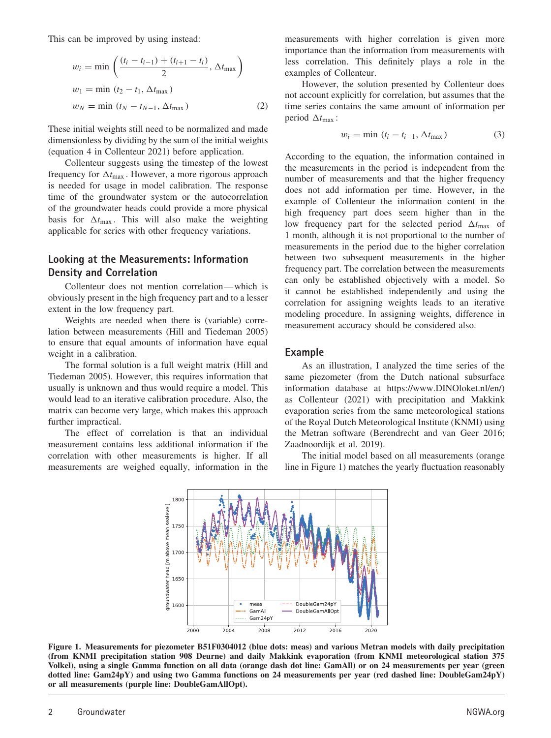This can be improved by using instead:

$$w_i = \min\left(\frac{(t_i - t_{i-1}) + (t_{i+1} - t_i)}{2}, \Delta t_{\max}\right)$$
$$w_1 = \min(t_2 - t_1, \Delta t_{\max})$$
$$w_N = \min(t_N - t_{N-1}, \Delta t_{\max}) \quad (2)$$

These initial weights still need to be normalized and made dimensionless by dividing by the sum of the initial weights (equation 4 in Collenteur 2021) before application.

Collenteur suggests using the timestep of the lowest frequency for $\Delta t_{\max}$. However, a more rigorous approach is needed for usage in model calibration. The response time of the groundwater system or the autocorrelation of the groundwater heads could provide a more physical basis for $\Delta t_{\max}$. This will also make the weighting applicable for series with other frequency variations.

## Looking at the Measurements: Information Density and Correlation

Collenteur does not mention correlation—which is obviously present in the high frequency part and to a lesser extent in the low frequency part.

Weights are needed when there is (variable) correlation between measurements (Hill and Tiedeman 2005) to ensure that equal amounts of information have equal weight in a calibration.

The formal solution is a full weight matrix (Hill and Tiedeman 2005). However, this requires information that usually is unknown and thus would require a model. This would lead to an iterative calibration procedure. Also, the matrix can become very large, which makes this approach further impractical.

The effect of correlation is that an individual measurement contains less additional information if the correlation with other measurements is higher. If all measurements are weighed equally, information in the measurements with higher correlation is given more importance than the information from measurements with less correlation. This definitely plays a role in the examples of Collenteur.

However, the solution presented by Collenteur does not account explicitly for correlation, but assumes that the time series contains the same amount of information per period $\Delta t_{\max}$:

$$w_i = \min(t_i - t_{i-1}, \Delta t_{\max}) \quad (3)$$

According to the equation, the information contained in the measurements in the period is independent from the number of measurements and that the higher frequency does not add information per time. However, in the example of Collenteur the information content in the high frequency part does seem higher than in the low frequency part for the selected period $\Delta t_{\max}$ of 1 month, although it is not proportional to the number of measurements in the period due to the higher correlation between two subsequent measurements in the higher frequency part. The correlation between the measurements can only be established objectively with a model. So it cannot be established independently and using the correlation for assigning weights leads to an iterative modeling procedure. In assigning weights, difference in measurement accuracy should be considered also.

## Example

As an illustration, I analyzed the time series of the same piezometer (from the Dutch national subsurface information database at https://www.DINOloket.nl/en/) as Collenteur (2021) with precipitation and Makkink evaporation series from the same meteorological stations of the Royal Dutch Meteorological Institute (KNMI) using the Metran software (Berendrecht and van Geer 2016; Zaadnoordijk et al. 2019).

The initial model based on all measurements (orange line in Figure 1) matches the yearly fluctuation reasonably

groundwater head [m above mean sealevel]
1800
1750
1700
1650
1600
2000
2004
2008
2012
2016
2020
meas
GamAll
Gam24pY
DoubleGam24pY
DoubleGamAllOpt

**Figure 1. Measurements for piezometer B51F0304012 (blue dots: meas) and various Metran models with daily precipitation (from KNMI precipitation station 908 Deurne) and daily Makkink evaporation (from KNMI meteorological station 375 Volkel), using a single Gamma function on all data (orange dash dot line: GamAll) or on 24 measurements per year (green dotted line: Gam24pY) and using two Gamma functions on 24 measurements per year (red dashed line: DoubleGam24pY) or all measurements (purple line: DoubleGamAllOpt).**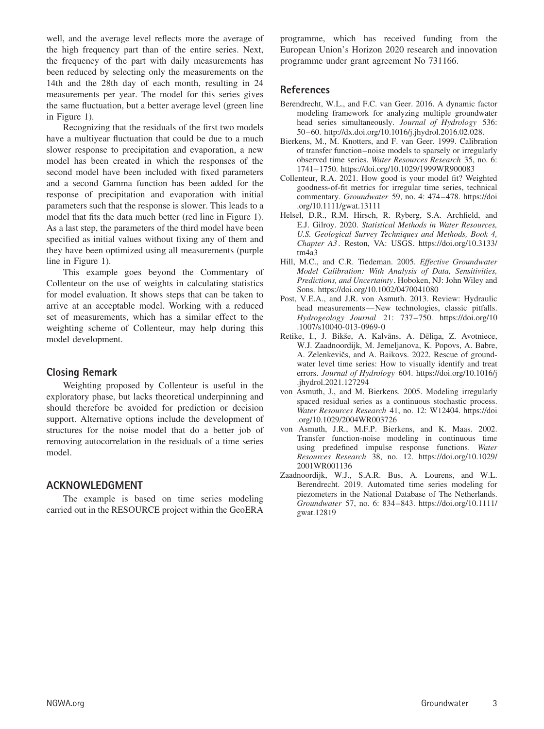well, and the average level reflects more the average of the high frequency part than of the entire series. Next, the frequency of the part with daily measurements has been reduced by selecting only the measurements on the 14th and the 28th day of each month, resulting in 24 measurements per year. The model for this series gives the same fluctuation, but a better average level (green line in Figure 1).

Recognizing that the residuals of the first two models have a multiyear fluctuation that could be due to a much slower response to precipitation and evaporation, a new model has been created in which the responses of the second model have been included with fixed parameters and a second Gamma function has been added for the response of precipitation and evaporation with initial parameters such that the response is slower. This leads to a model that fits the data much better (red line in Figure 1). As a last step, the parameters of the third model have been specified as initial values without fixing any of them and they have been optimized using all measurements (purple line in Figure 1).

This example goes beyond the Commentary of Collenteur on the use of weights in calculating statistics for model evaluation. It shows steps that can be taken to arrive at an acceptable model. Working with a reduced set of measurements, which has a similar effect to the weighting scheme of Collenteur, may help during this model development.

## Closing Remark

Weighting proposed by Collenteur is useful in the exploratory phase, but lacks theoretical underpinning and should therefore be avoided for prediction or decision support. Alternative options include the development of structures for the noise model that do a better job of removing autocorrelation in the residuals of a time series model.

## ACKNOWLEDGMENT

The example is based on time series modeling carried out in the RESOURCE project within the GeoERA programme, which has received funding from the European Union's Horizon 2020 research and innovation programme under grant agreement No 731166.

## References

Berendrecht, W.L., and F.C. van Geer. 2016. A dynamic factor modeling framework for analyzing multiple groundwater head series simultaneously. *Journal of Hydrology* 536: 50–60. http://dx.doi.org/10.1016/j.jhydrol.2016.02.028.

Bierkens, M., M. Knotters, and F. van Geer. 1999. Calibration of transfer function–noise models to sparsely or irregularly observed time series. *Water Resources Research* 35, no. 6: 1741–1750. https://doi.org/10.1029/1999WR900083

Collenteur, R.A. 2021. How good is your model fit? Weighted goodness-of-fit metrics for irregular time series, technical commentary. *Groundwater* 59, no. 4: 474–478. https://doi.org/10.1111/gwat.13111

Helsel, D.R., R.M. Hirsch, R. Ryberg, S.A. Archfield, and E.J. Gilroy. 2020. *Statistical Methods in Water Resources, U.S. Geological Survey Techniques and Methods, Book 4, Chapter A3*. Reston, VA: USGS. https://doi.org/10.3133/tm4a3

Hill, M.C., and C.R. Tiedeman. 2005. *Effective Groundwater Model Calibration: With Analysis of Data, Sensitivities, Predictions, and Uncertainty*. Hoboken, NJ: John Wiley and Sons. https://doi.org/10.1002/0470041080

Post, V.E.A., and J.R. von Asmuth. 2013. Review: Hydraulic head measurements—New technologies, classic pitfalls. *Hydrogeology Journal* 21: 737–750. https://doi.org/10.1007/s10040-013-0969-0

Retike, I., J. Bikše, A. Kalvāns, A. Dēliņa, Z. Avotniece, W.J. Zaadnoordijk, M. Jemeljanova, K. Popovs, A. Babre, A. Zelenkevičs, and A. Baikovs. 2022. Rescue of groundwater level time series: How to visually identify and treat errors. *Journal of Hydrology* 604. https://doi.org/10.1016/j.jhydrol.2021.127294

von Asmuth, J., and M. Bierkens. 2005. Modeling irregularly spaced residual series as a continuous stochastic process. *Water Resources Research* 41, no. 12: W12404. https://doi.org/10.1029/2004WR003726

von Asmuth, J.R., M.F.P. Bierkens, and K. Maas. 2002. Transfer function-noise modeling in continuous time using predefined impulse response functions. *Water Resources Research* 38, no. 12. https://doi.org/10.1029/2001WR001136

Zaadnoordijk, W.J., S.A.R. Bus, A. Lourens, and W.L. Berendrecht. 2019. Automated time series modeling for piezometers in the National Database of The Netherlands. *Groundwater* 57, no. 6: 834–843. https://doi.org/10.1111/gwat.12819